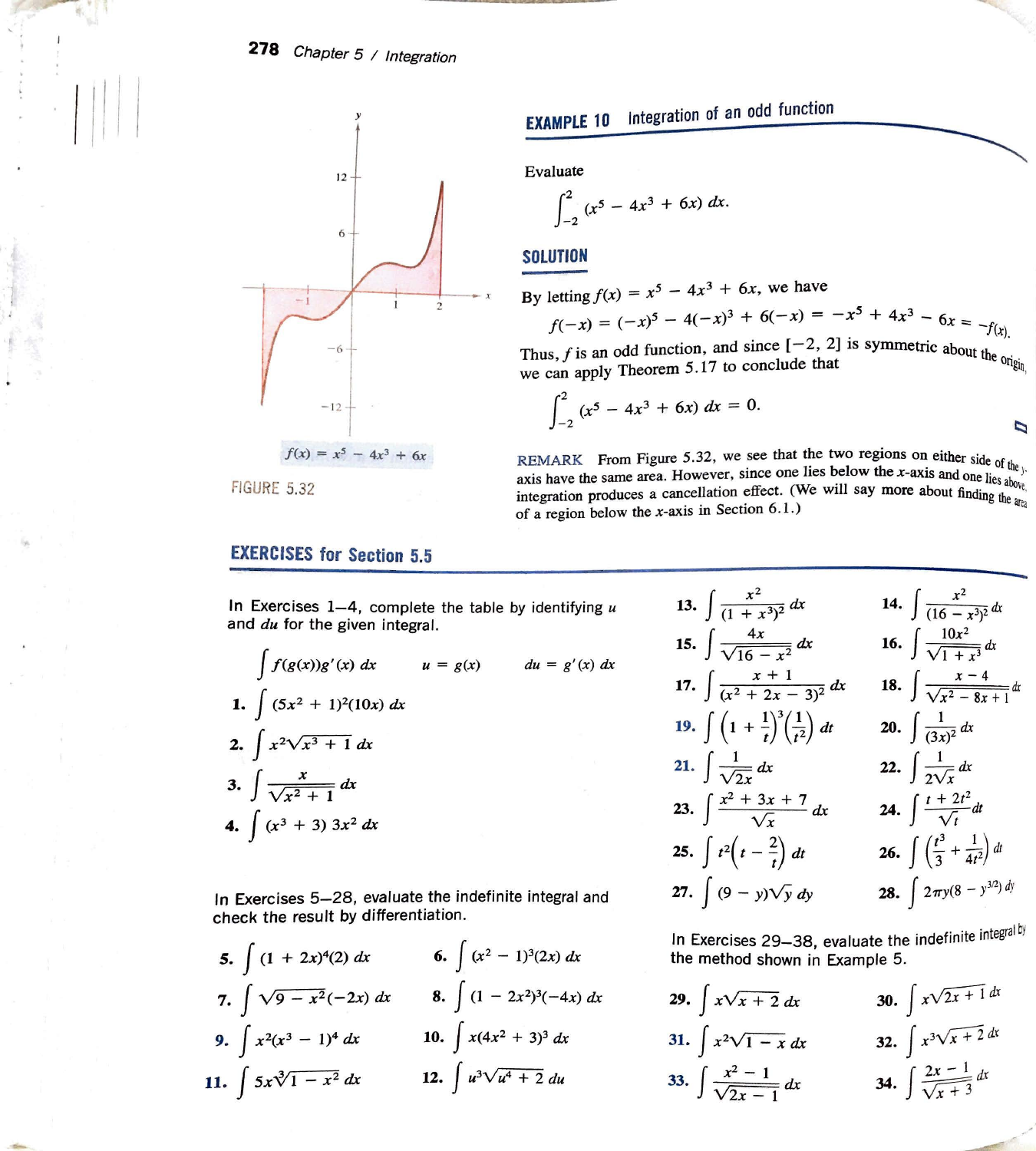## EXAMPLE 10 Integration of an odd function

Evaluate

$$\int_{-2}^{2} (x^5 - 4x^3 + 6x)\, dx.$$

**SOLUTION**

By letting $f(x) = x^5 - 4x^3 + 6x$, we have

$$f(-x) = (-x)^5 - 4(-x)^3 + 6(-x) = -x^5 + 4x^3 - 6x = -f(x).$$

Thus, $f$ is an odd function, and since $[-2, 2]$ is symmetric about the origin, we can apply Theorem 5.17 to conclude that

$$\int_{-2}^{2} (x^5 - 4x^3 + 6x)\, dx = 0.$$

$f(x) = x^5 - 4x^3 + 6x$

FIGURE 5.32

REMARK From Figure 5.32, we see that the two regions on either side of the $y$-axis have the same area. However, since one lies below the $x$-axis and one lies above, integration produces a cancellation effect. (We will say more about finding the area of a region below the $x$-axis in Section 6.1.)

## EXERCISES for Section 5.5

In Exercises 1–4, complete the table by identifying $u$ and $du$ for the given integral.

| $\int f(g(x))g'(x)\, dx$ | $u = g(x)$ | $du = g'(x)\, dx$ |
|---|---|---|
| 1. $\int (5x^2 + 1)^2(10x)\, dx$ | | |
| 2. $\int x^2\sqrt{x^3 + 1}\, dx$ | | |
| 3. $\int \frac{x}{\sqrt{x^2 + 1}}\, dx$ | | |
| 4. $\int (x^3 + 3)\, 3x^2\, dx$ | | |

In Exercises 5–28, evaluate the indefinite integral and check the result by differentiation.

5. $\int (1 + 2x)^4(2)\, dx$
6. $\int (x^2 - 1)^3(2x)\, dx$
7. $\int \sqrt{9 - x^2}(-2x)\, dx$
8. $\int (1 - 2x^2)^3(-4x)\, dx$
9. $\int x^2(x^3 - 1)^4\, dx$
10. $\int x(4x^2 + 3)^3\, dx$
11. $\int 5x\sqrt[3]{1 - x^2}\, dx$
12. $\int u^3\sqrt{u^4 + 2}\, du$
13. $\int \frac{x^2}{(1 + x^3)^2}\, dx$
14. $\int \frac{x^2}{(16 - x^3)^2}\, dx$
15. $\int \frac{4x}{\sqrt{16 - x^2}}\, dx$
16. $\int \frac{10x^2}{\sqrt{1 + x^3}}\, dx$
17. $\int \frac{x + 1}{(x^2 + 2x - 3)^2}\, dx$
18. $\int \frac{x - 4}{\sqrt{x^2 - 8x + 1}}\, dx$
19. $\int \left(1 + \frac{1}{t}\right)^3\left(\frac{1}{t^2}\right)\, dt$
20. $\int \frac{1}{(3x)^2}\, dx$
21. $\int \frac{1}{\sqrt{2x}}\, dx$
22. $\int \frac{1}{2\sqrt{x}}\, dx$
23. $\int \frac{x^2 + 3x + 7}{\sqrt{x}}\, dx$
24. $\int \frac{t + 2t^2}{\sqrt{t}}\, dt$
25. $\int t^2\left(t - \frac{2}{t}\right)\, dt$
26. $\int \left(\frac{t^3}{3} + \frac{1}{4t^2}\right)\, dt$
27. $\int (9 - y)\sqrt{y}\, dy$
28. $\int 2\pi y(8 - y^{3/2})\, dy$

In Exercises 29–38, evaluate the indefinite integral by the method shown in Example 5.

29. $\int x\sqrt{x + 2}\, dx$
30. $\int x\sqrt{2x + 1}\, dx$
31. $\int x^2\sqrt{1 - x}\, dx$
32. $\int x^3\sqrt{x + 2}\, dx$
33. $\int \frac{x^2 - 1}{\sqrt{2x - 1}}\, dx$
34. $\int \frac{2x - 1}{\sqrt{x + 3}}\, dx$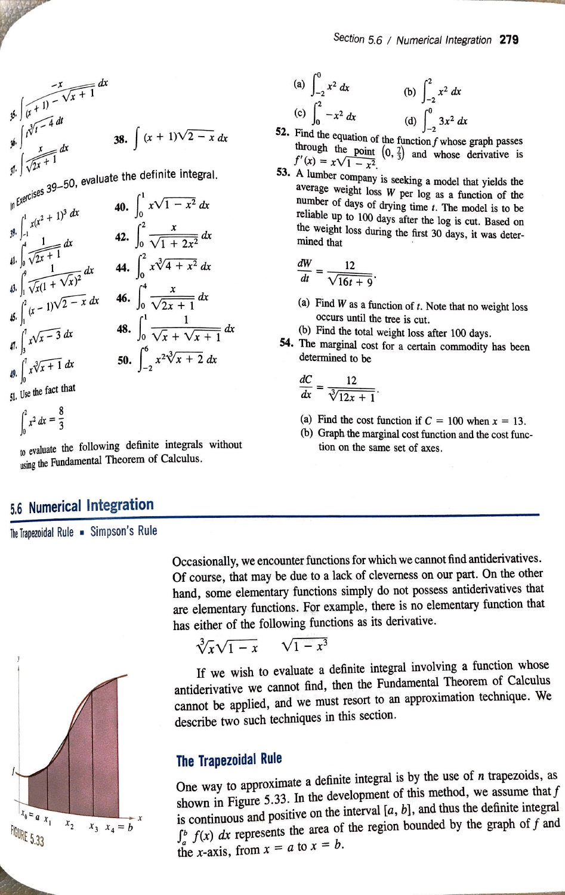35. $\displaystyle\int \frac{-x}{(x+1) - \sqrt{x+1}}\, dx$

36. $\displaystyle\int t\sqrt[3]{t-4}\, dt$

37. $\displaystyle\int \frac{x}{\sqrt{2x+1}}\, dx$

38. $\displaystyle\int (x+1)\sqrt{2-x}\, dx$

In Exercises 39–50, evaluate the definite integral.

39. $\displaystyle\int_{-1}^{1} x(x^2+1)^3\, dx$

40. $\displaystyle\int_0^1 x\sqrt{1-x^2}\, dx$

41. $\displaystyle\int_0^4 \frac{1}{\sqrt{2x+1}}\, dx$

42. $\displaystyle\int_0^2 \frac{x}{\sqrt{1+2x^2}}\, dx$

43. $\displaystyle\int_1^9 \frac{1}{\sqrt{x}(1+\sqrt{x})^2}\, dx$

44. $\displaystyle\int_0^2 x\sqrt[3]{4+x^2}\, dx$

45. $\displaystyle\int_1^2 (x-1)\sqrt{2-x}\, dx$

46. $\displaystyle\int_0^4 \frac{x}{\sqrt{2x+1}}\, dx$

47. $\displaystyle\int_3^7 x\sqrt{x-3}\, dx$

48. $\displaystyle\int_0^1 \frac{1}{\sqrt{x}+\sqrt{x+1}}\, dx$

49. $\displaystyle\int_0^7 x\sqrt[3]{x+1}\, dx$

50. $\displaystyle\int_{-2}^{6} x^2\sqrt[3]{x+2}\, dx$

51. Use the fact that

$$\int_0^2 x^2\, dx = \frac{8}{3}$$

to evaluate the following definite integrals without using the Fundamental Theorem of Calculus.

(a) $\displaystyle\int_{-2}^{0} x^2\, dx$ (b) $\displaystyle\int_{-2}^{2} x^2\, dx$

(c) $\displaystyle\int_0^2 -x^2\, dx$ (d) $\displaystyle\int_{-2}^{0} 3x^2\, dx$

52. Find the equation of the function $f$ whose graph passes through the point $\left(0, \frac{7}{3}\right)$ and whose derivative is $f'(x) = x\sqrt{1-x^2}$.

53. A lumber company is seeking a model that yields the average weight loss $W$ per log as a function of the number of days of drying time $t$. The model is to be reliable up to 100 days after the log is cut. Based on the weight loss during the first 30 days, it was determined that

$$\frac{dW}{dt} = \frac{12}{\sqrt{16t+9}}.$$

(a) Find $W$ as a function of $t$. Note that no weight loss occurs until the tree is cut.

(b) Find the total weight loss after 100 days.

54. The marginal cost for a certain commodity has been determined to be

$$\frac{dC}{dx} = \frac{12}{\sqrt[3]{12x+1}}.$$

(a) Find the cost function if $C = 100$ when $x = 13$.

(b) Graph the marginal cost function and the cost function on the same set of axes.

## 5.6 Numerical Integration

The Trapezoidal Rule ▪ Simpson's Rule

Occasionally, we encounter functions for which we cannot find antiderivatives. Of course, that may be due to a lack of cleverness on our part. On the other hand, some elementary functions simply do not possess antiderivatives that are elementary functions. For example, there is no elementary function that has either of the following functions as its derivative.

$$\sqrt[3]{x}\sqrt{1-x} \qquad \sqrt{1-x^3}$$

If we wish to evaluate a definite integral involving a function whose antiderivative we cannot find, then the Fundamental Theorem of Calculus cannot be applied, and we must resort to an approximation technique. We describe two such techniques in this section.

y

f

$x_0 = a$ $x_1$ $x_2$ $x_3$ $x_4 = b$ x

FIGURE 5.33

### The Trapezoidal Rule

One way to approximate a definite integral is by the use of $n$ trapezoids, as shown in Figure 5.33. In the development of this method, we assume that $f$ is continuous and positive on the interval $[a, b]$, and thus the definite integral $\int_a^b f(x)\, dx$ represents the area of the region bounded by the graph of $f$ and the $x$-axis, from $x = a$ to $x = b$.